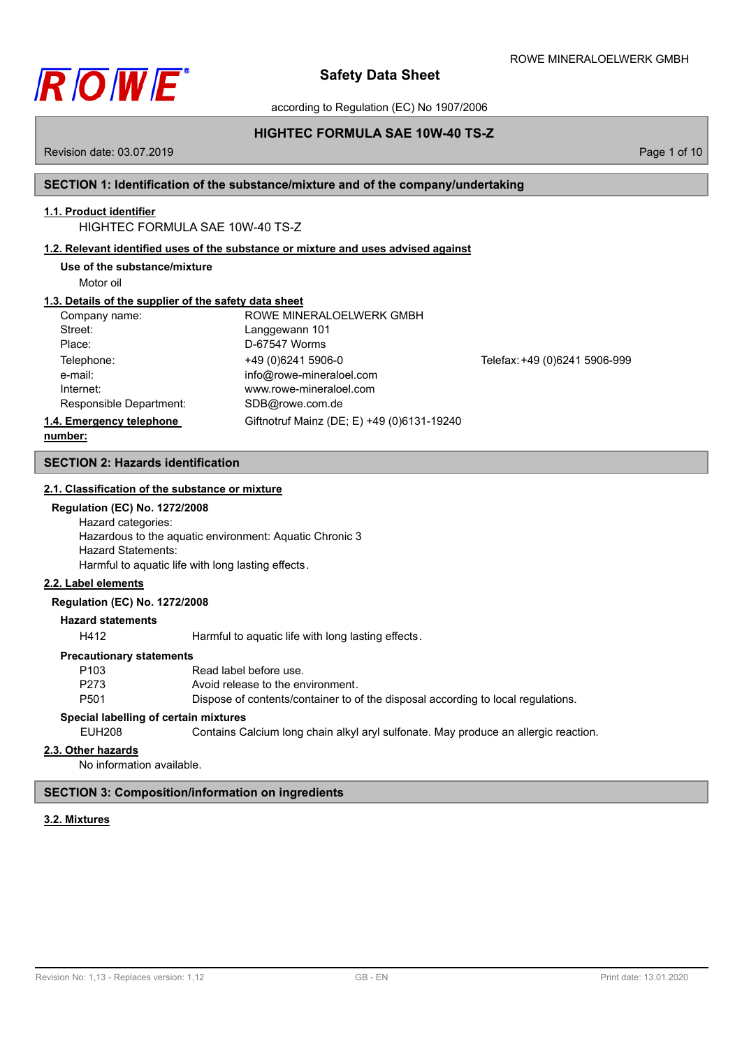# Safety Data Sheet

according to Regulation (EC) No 1907/2006

## HIGHTEC FORMULA SAE 10W-40 TS-Z

Revision date: 03.07.2019

## SECTION 1: Identification of the substance/mixture and of the company/undertaking

### 1.1. Product identifier

HIGHTEC FORMULA SAE 10W-40 TS-Z

### 1.2. Relevant identified uses of the substance or mixture and uses advised against

**Use of the substance/mixture**

Motor oil

### 1.3. Details of the supplier of the safety data sheet

| | | |
|---|---|---|
| Company name: | ROWE MINERALOELWERK GMBH | |
| Street: | Langgewann 101 | |
| Place: | D-67547 Worms | |
| Telephone: | +49 (0)6241 5906-0 | Telefax: +49 (0)6241 5906-999 |
| e-mail: | info@rowe-mineraloel.com | |
| Internet: | www.rowe-mineraloel.com | |
| Responsible Department: | SDB@rowe.com.de | |

### 1.4. Emergency telephone number:

Giftnotruf Mainz (DE; E) +49 (0)6131-19240

## SECTION 2: Hazards identification

### 2.1. Classification of the substance or mixture

**Regulation (EC) No. 1272/2008**

Hazard categories:
Hazardous to the aquatic environment: Aquatic Chronic 3
Hazard Statements:
Harmful to aquatic life with long lasting effects.

### 2.2. Label elements

**Regulation (EC) No. 1272/2008**

**Hazard statements**

| | |
|---|---|
| H412 | Harmful to aquatic life with long lasting effects. |

**Precautionary statements**

| | |
|---|---|
| P103 | Read label before use. |
| P273 | Avoid release to the environment. |
| P501 | Dispose of contents/container to of the disposal according to local regulations. |

**Special labelling of certain mixtures**

| | |
|---|---|
| EUH208 | Contains Calcium long chain alkyl aryl sulfonate. May produce an allergic reaction. |

### 2.3. Other hazards

No information available.

## SECTION 3: Composition/information on ingredients

### 3.2. Mixtures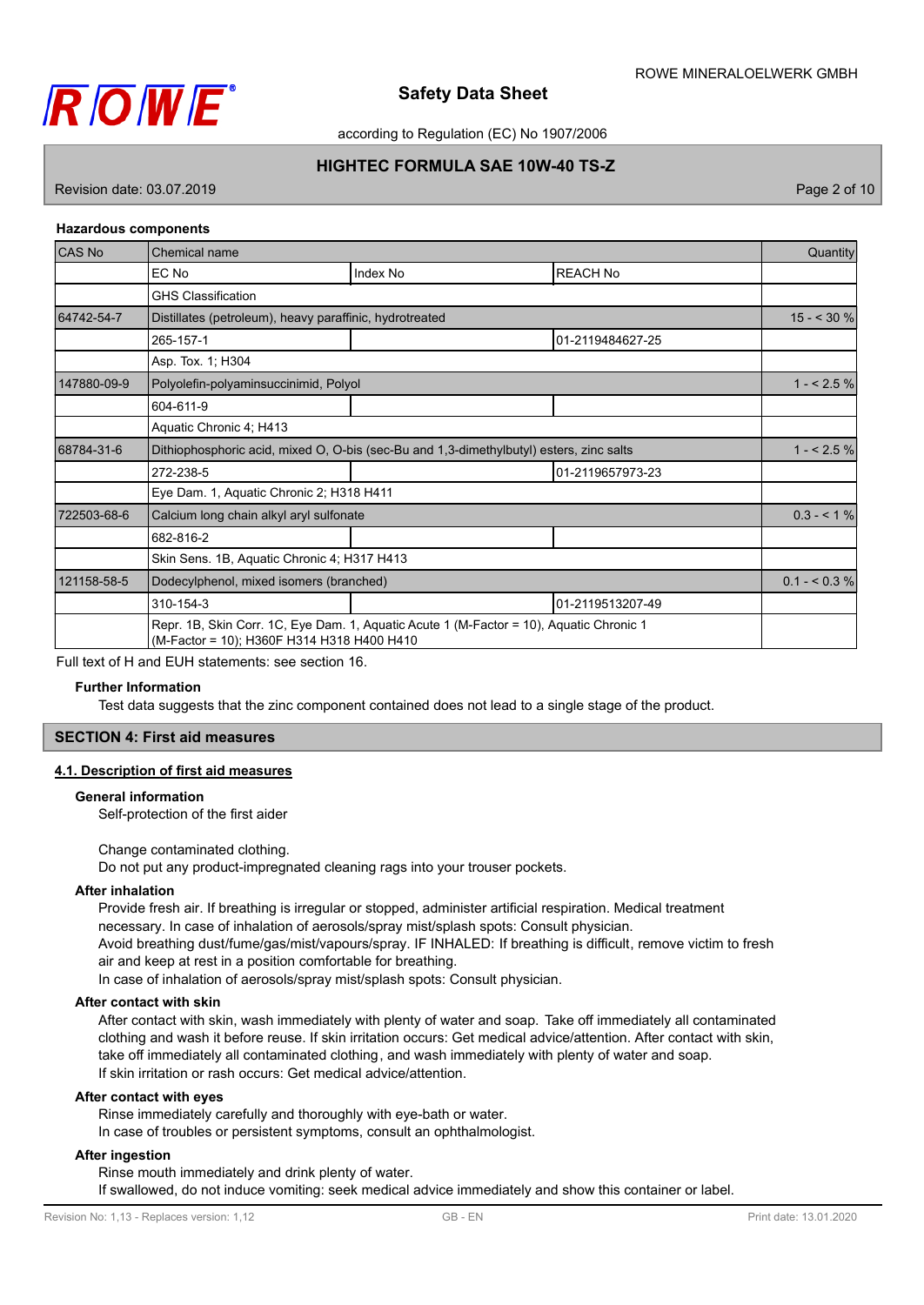### Hazardous components

| CAS No | Chemical name | | | Quantity |
|---|---|---|---|---|
| | EC No | Index No | REACH No | |
| | GHS Classification | | | |
| 64742-54-7 | Distillates (petroleum), heavy paraffinic, hydrotreated | | | 15 - < 30 % |
| | 265-157-1 | | 01-2119484627-25 | |
| | Asp. Tox. 1; H304 | | | |
| 147880-09-9 | Polyolefin-polyaminsuccinimid, Polyol | | | 1 - < 2.5 % |
| | 604-611-9 | | | |
| | Aquatic Chronic 4; H413 | | | |
| 68784-31-6 | Dithiophosphoric acid, mixed O, O-bis (sec-Bu and 1,3-dimethylbutyl) esters, zinc salts | | | 1 - < 2.5 % |
| | 272-238-5 | | 01-2119657973-23 | |
| | Eye Dam. 1, Aquatic Chronic 2; H318 H411 | | | |
| 722503-68-6 | Calcium long chain alkyl aryl sulfonate | | | 0.3 - < 1 % |
| | 682-816-2 | | | |
| | Skin Sens. 1B, Aquatic Chronic 4; H317 H413 | | | |
| 121158-58-5 | Dodecylphenol, mixed isomers (branched) | | | 0.1 - < 0.3 % |
| | 310-154-3 | | 01-2119513207-49 | |
| | Repr. 1B, Skin Corr. 1C, Eye Dam. 1, Aquatic Acute 1 (M-Factor = 10), Aquatic Chronic 1 (M-Factor = 10); H360F H314 H318 H400 H410 | | | |

Full text of H and EUH statements: see section 16.

**Further Information**

Test data suggests that the zinc component contained does not lead to a single stage of the product.

## SECTION 4: First aid measures

### 4.1. Description of first aid measures

**General information**

Self-protection of the first aider

Change contaminated clothing.
Do not put any product-impregnated cleaning rags into your trouser pockets.

**After inhalation**

Provide fresh air. If breathing is irregular or stopped, administer artificial respiration. Medical treatment necessary. In case of inhalation of aerosols/spray mist/splash spots: Consult physician.
Avoid breathing dust/fume/gas/mist/vapours/spray. IF INHALED: If breathing is difficult, remove victim to fresh air and keep at rest in a position comfortable for breathing.
In case of inhalation of aerosols/spray mist/splash spots: Consult physician.

**After contact with skin**

After contact with skin, wash immediately with plenty of water and soap. Take off immediately all contaminated clothing and wash it before reuse. If skin irritation occurs: Get medical advice/attention. After contact with skin, take off immediately all contaminated clothing, and wash immediately with plenty of water and soap.
If skin irritation or rash occurs: Get medical advice/attention.

**After contact with eyes**

Rinse immediately carefully and thoroughly with eye-bath or water.
In case of troubles or persistent symptoms, consult an ophthalmologist.

**After ingestion**

Rinse mouth immediately and drink plenty of water.
If swallowed, do not induce vomiting: seek medical advice immediately and show this container or label.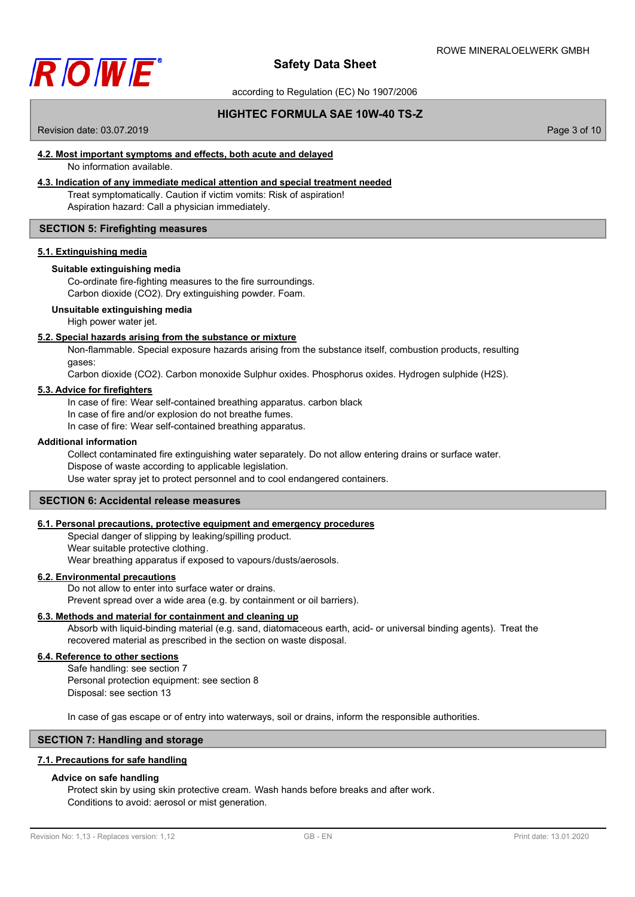#### 4.2. Most important symptoms and effects, both acute and delayed

No information available.

#### 4.3. Indication of any immediate medical attention and special treatment needed

Treat symptomatically. Caution if victim vomits: Risk of aspiration!
Aspiration hazard: Call a physician immediately.

## SECTION 5: Firefighting measures

#### 5.1. Extinguishing media

**Suitable extinguishing media**

Co-ordinate fire-fighting measures to the fire surroundings.
Carbon dioxide ($CO_2$). Dry extinguishing powder. Foam.

**Unsuitable extinguishing media**

High power water jet.

#### 5.2. Special hazards arising from the substance or mixture

Non-flammable. Special exposure hazards arising from the substance itself, combustion products, resulting gases:
Carbon dioxide ($CO_2$). Carbon monoxide Sulphur oxides. Phosphorus oxides. Hydrogen sulphide ($H_2S$).

#### 5.3. Advice for firefighters

In case of fire: Wear self-contained breathing apparatus. carbon black
In case of fire and/or explosion do not breathe fumes.
In case of fire: Wear self-contained breathing apparatus.

#### Additional information

Collect contaminated fire extinguishing water separately. Do not allow entering drains or surface water.
Dispose of waste according to applicable legislation.
Use water spray jet to protect personnel and to cool endangered containers.

## SECTION 6: Accidental release measures

#### 6.1. Personal precautions, protective equipment and emergency procedures

Special danger of slipping by leaking/spilling product.
Wear suitable protective clothing.
Wear breathing apparatus if exposed to vapours/dusts/aerosols.

#### 6.2. Environmental precautions

Do not allow to enter into surface water or drains.
Prevent spread over a wide area (e.g. by containment or oil barriers).

#### 6.3. Methods and material for containment and cleaning up

Absorb with liquid-binding material (e.g. sand, diatomaceous earth, acid- or universal binding agents). Treat the recovered material as prescribed in the section on waste disposal.

#### 6.4. Reference to other sections

Safe handling: see section 7
Personal protection equipment: see section 8
Disposal: see section 13

In case of gas escape or of entry into waterways, soil or drains, inform the responsible authorities.

## SECTION 7: Handling and storage

#### 7.1. Precautions for safe handling

**Advice on safe handling**

Protect skin by using skin protective cream. Wash hands before breaks and after work.
Conditions to avoid: aerosol or mist generation.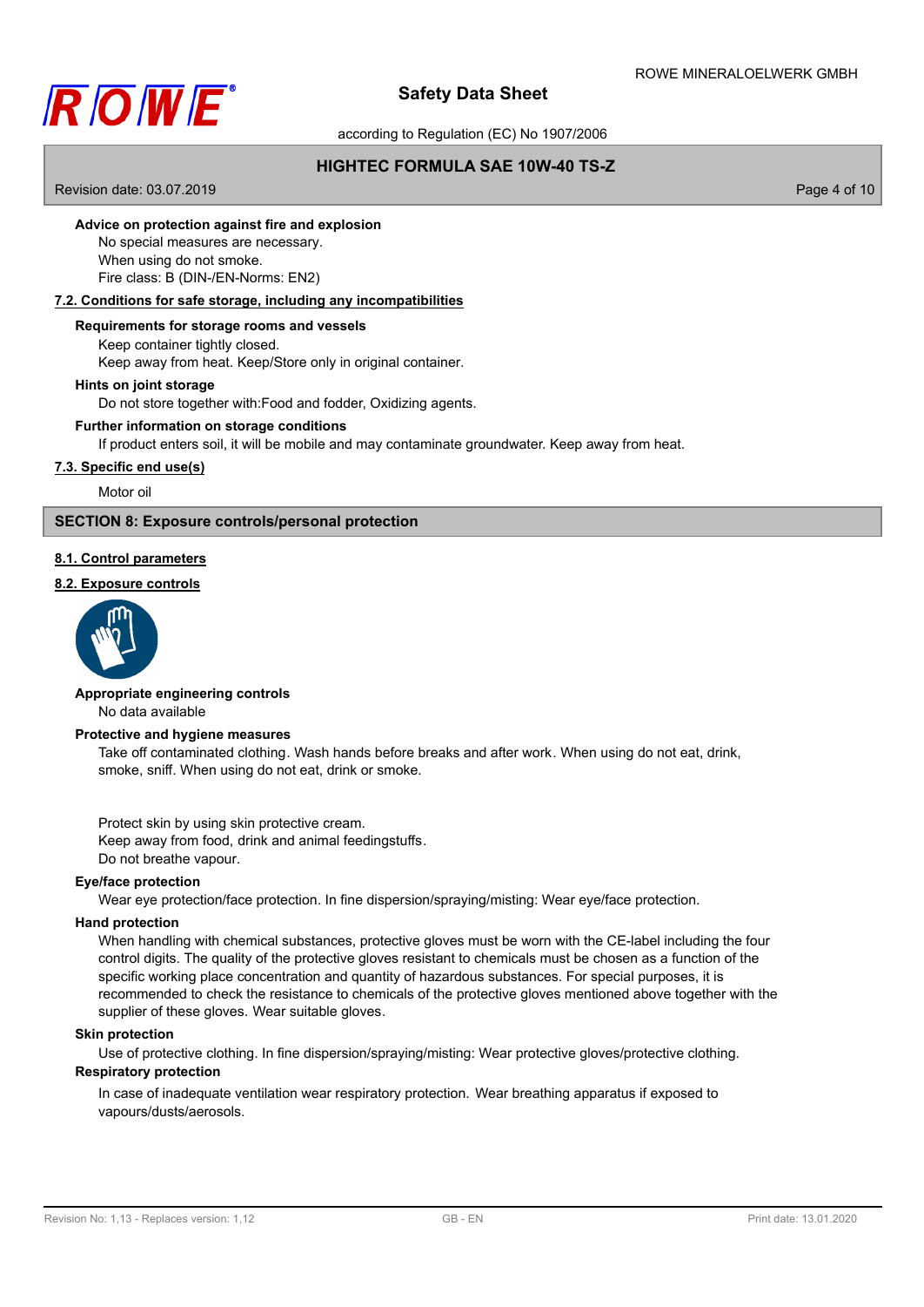**Advice on protection against fire and explosion**

No special measures are necessary.
When using do not smoke.
Fire class: B (DIN-/EN-Norms: EN2)

### 7.2. Conditions for safe storage, including any incompatibilities

**Requirements for storage rooms and vessels**

Keep container tightly closed.
Keep away from heat. Keep/Store only in original container.

**Hints on joint storage**

Do not store together with:Food and fodder, Oxidizing agents.

**Further information on storage conditions**

If product enters soil, it will be mobile and may contaminate groundwater. Keep away from heat.

### 7.3. Specific end use(s)

Motor oil

## SECTION 8: Exposure controls/personal protection

### 8.1. Control parameters

### 8.2. Exposure controls

**Appropriate engineering controls**

No data available

**Protective and hygiene measures**

Take off contaminated clothing. Wash hands before breaks and after work. When using do not eat, drink, smoke, sniff. When using do not eat, drink or smoke.

Protect skin by using skin protective cream.
Keep away from food, drink and animal feedingstuffs.
Do not breathe vapour.

**Eye/face protection**

Wear eye protection/face protection. In fine dispersion/spraying/misting: Wear eye/face protection.

**Hand protection**

When handling with chemical substances, protective gloves must be worn with the CE-label including the four control digits. The quality of the protective gloves resistant to chemicals must be chosen as a function of the specific working place concentration and quantity of hazardous substances. For special purposes, it is recommended to check the resistance to chemicals of the protective gloves mentioned above together with the supplier of these gloves. Wear suitable gloves.

**Skin protection**

Use of protective clothing. In fine dispersion/spraying/misting: Wear protective gloves/protective clothing.

**Respiratory protection**

In case of inadequate ventilation wear respiratory protection. Wear breathing apparatus if exposed to vapours/dusts/aerosols.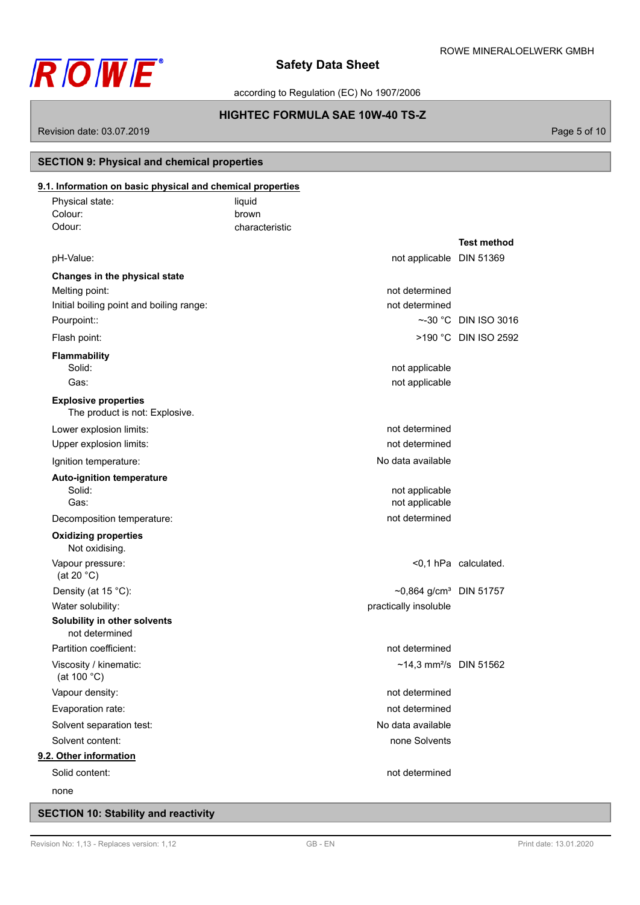## SECTION 9: Physical and chemical properties

### 9.1. Information on basic physical and chemical properties

| | |
|---|---|
| Physical state: | liquid |
| Colour: | brown |
| Odour: | characteristic |

| | | Test method |
|---|---|---|
| pH-Value: | not applicable | DIN 51369 |
| **Changes in the physical state** | | |
| Melting point: | not determined | |
| Initial boiling point and boiling range: | not determined | |
| Pourpoint:: | ~-30 °C | DIN ISO 3016 |
| Flash point: | >190 °C | DIN ISO 2592 |
| **Flammability** | | |
| Solid: | not applicable | |
| Gas: | not applicable | |
| **Explosive properties** | | |
| The product is not: Explosive. | | |
| Lower explosion limits: | not determined | |
| Upper explosion limits: | not determined | |
| Ignition temperature: | No data available | |
| **Auto-ignition temperature** | | |
| Solid: | not applicable | |
| Gas: | not applicable | |
| Decomposition temperature: | not determined | |
| **Oxidizing properties** | | |
| Not oxidising. | | |
| Vapour pressure: (at 20 °C) | <0,1 hPa | calculated. |
| Density (at 15 °C): | ~0,864 g/cm³ | DIN 51757 |
| Water solubility: | practically insoluble | |
| **Solubility in other solvents** | | |
| not determined | | |
| Partition coefficient: | not determined | |
| Viscosity / kinematic: (at 100 °C) | ~14,3 mm²/s | DIN 51562 |
| Vapour density: | not determined | |
| Evaporation rate: | not determined | |
| Solvent separation test: | No data available | |
| Solvent content: | none Solvents | |

### 9.2. Other information

| | |
|---|---|
| Solid content: | not determined |

none

## SECTION 10: Stability and reactivity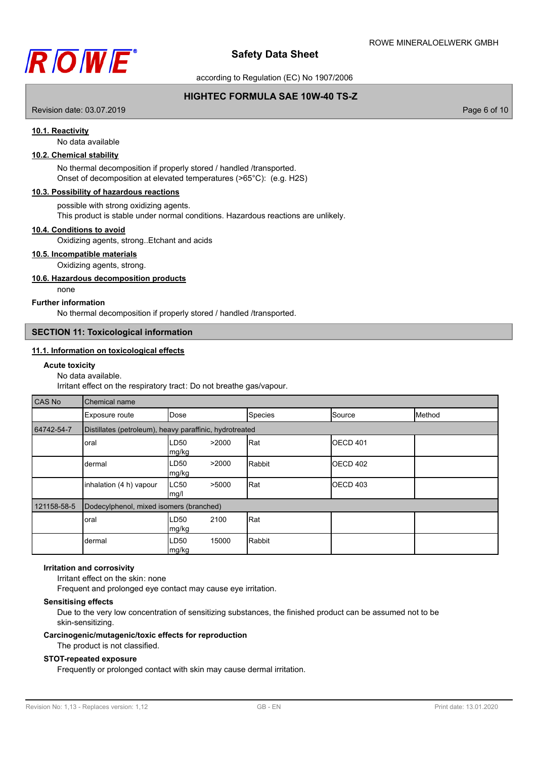### 10.1. Reactivity

No data available

### 10.2. Chemical stability

No thermal decomposition if properly stored / handled /transported.
Onset of decomposition at elevated temperatures (>65°C): (e.g. $H_2S$)

### 10.3. Possibility of hazardous reactions

possible with strong oxidizing agents.
This product is stable under normal conditions. Hazardous reactions are unlikely.

### 10.4. Conditions to avoid

Oxidizing agents, strong..Etchant and acids

### 10.5. Incompatible materials

Oxidizing agents, strong.

### 10.6. Hazardous decomposition products

none

**Further information**

No thermal decomposition if properly stored / handled /transported.

## SECTION 11: Toxicological information

### 11.1. Information on toxicological effects

**Acute toxicity**

No data available.
Irritant effect on the respiratory tract: Do not breathe gas/vapour.

| CAS No | Chemical name | | | | |
|---|---|---|---|---|---|
| | Exposure route | Dose | Species | Source | Method |
| 64742-54-7 | Distillates (petroleum), heavy paraffinic, hydrotreated | | | | |
| | oral | LD50 >2000 mg/kg | Rat | OECD 401 | |
| | dermal | LD50 >2000 mg/kg | Rabbit | OECD 402 | |
| | inhalation (4 h) vapour | LC50 >5000 mg/l | Rat | OECD 403 | |
| 121158-58-5 | Dodecylphenol, mixed isomers (branched) | | | | |
| | oral | LD50 2100 mg/kg | Rat | | |
| | dermal | LD50 15000 mg/kg | Rabbit | | |

**Irritation and corrosivity**

Irritant effect on the skin: none
Frequent and prolonged eye contact may cause eye irritation.

**Sensitising effects**

Due to the very low concentration of sensitizing substances, the finished product can be assumed not to be skin-sensitizing.

**Carcinogenic/mutagenic/toxic effects for reproduction**

The product is not classified.

**STOT-repeated exposure**

Frequently or prolonged contact with skin may cause dermal irritation.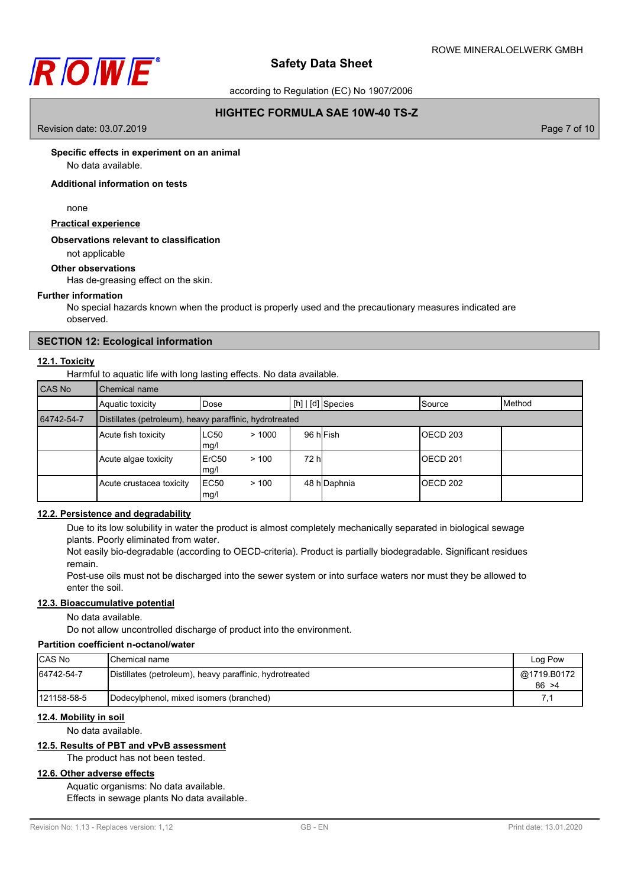**Specific effects in experiment on an animal**

No data available.

**Additional information on tests**

none

**Practical experience**

**Observations relevant to classification**

not applicable

**Other observations**

Has de-greasing effect on the skin.

**Further information**

No special hazards known when the product is properly used and the precautionary measures indicated are observed.

## SECTION 12: Ecological information

### 12.1. Toxicity

Harmful to aquatic life with long lasting effects. No data available.

| CAS No | Chemical name | | | | | | |
|---|---|---|---|---|---|---|---|
| | Aquatic toxicity | Dose | | [h] \| [d] | Species | Source | Method |
| 64742-54-7 | Distillates (petroleum), heavy paraffinic, hydrotreated | | | | | | |
| | Acute fish toxicity | LC50 mg/l | > 1000 | 96 h | Fish | OECD 203 | |
| | Acute algae toxicity | ErC50 mg/l | > 100 | 72 h | | OECD 201 | |
| | Acute crustacea toxicity | EC50 mg/l | > 100 | 48 h | Daphnia | OECD 202 | |

### 12.2. Persistence and degradability

Due to its low solubility in water the product is almost completely mechanically separated in biological sewage plants. Poorly eliminated from water.

Not easily bio-degradable (according to OECD-criteria). Product is partially biodegradable. Significant residues remain.

Post-use oils must not be discharged into the sewer system or into surface waters nor must they be allowed to enter the soil.

### 12.3. Bioaccumulative potential

No data available.

Do not allow uncontrolled discharge of product into the environment.

**Partition coefficient n-octanol/water**

| CAS No | Chemical name | Log Pow |
|---|---|---|
| 64742-54-7 | Distillates (petroleum), heavy paraffinic, hydrotreated | @1719.B0172 86 >4 |
| 121158-58-5 | Dodecylphenol, mixed isomers (branched) | 7,1 |

### 12.4. Mobility in soil

No data available.

### 12.5. Results of PBT and vPvB assessment

The product has not been tested.

### 12.6. Other adverse effects

Aquatic organisms: No data available.

Effects in sewage plants No data available.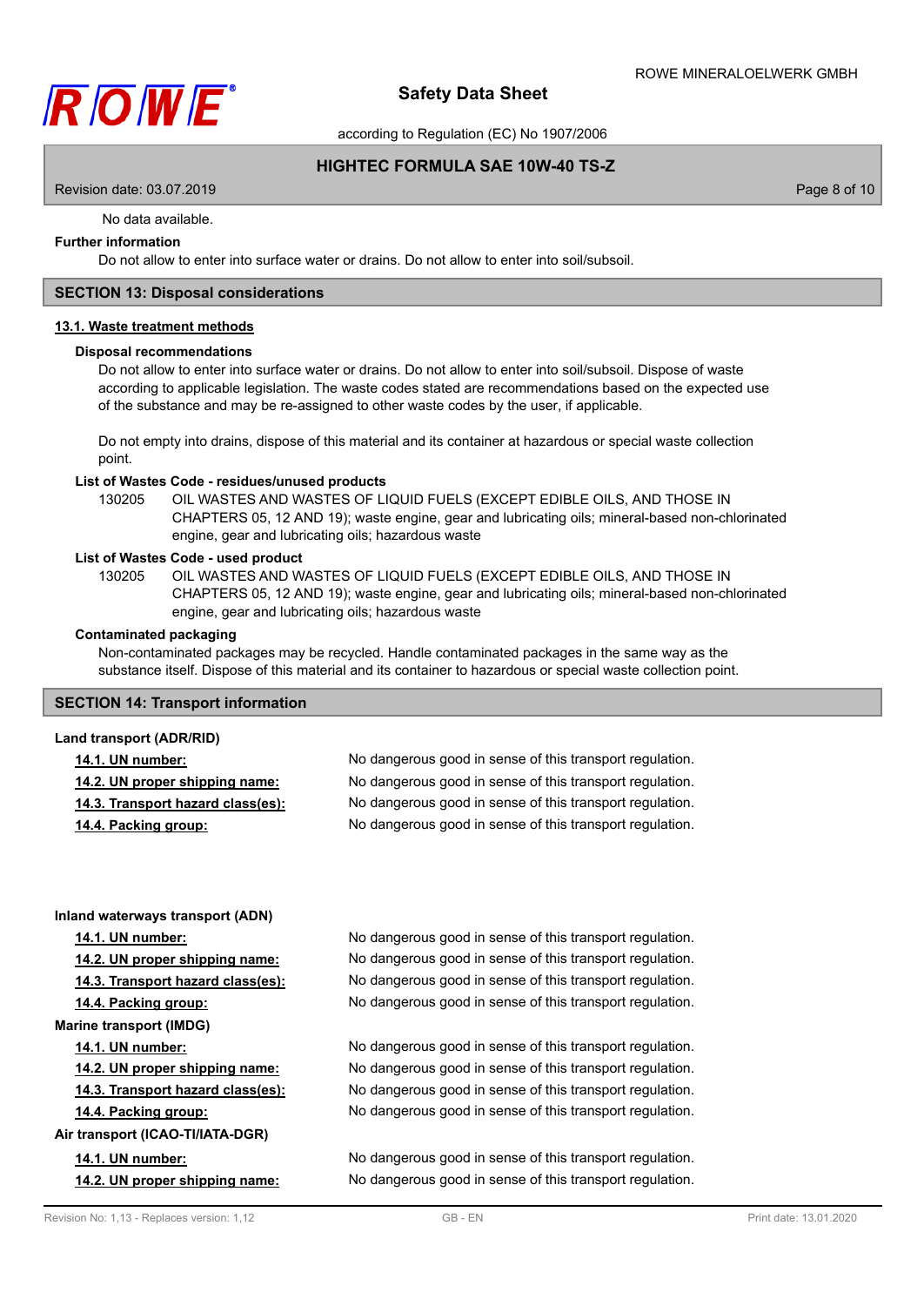No data available.

**Further information**

Do not allow to enter into surface water or drains. Do not allow to enter into soil/subsoil.

## SECTION 13: Disposal considerations

### 13.1. Waste treatment methods

**Disposal recommendations**

Do not allow to enter into surface water or drains. Do not allow to enter into soil/subsoil. Dispose of waste according to applicable legislation. The waste codes stated are recommendations based on the expected use of the substance and may be re-assigned to other waste codes by the user, if applicable.

Do not empty into drains, dispose of this material and its container at hazardous or special waste collection point.

**List of Wastes Code - residues/unused products**

130205 OIL WASTES AND WASTES OF LIQUID FUELS (EXCEPT EDIBLE OILS, AND THOSE IN CHAPTERS 05, 12 AND 19); waste engine, gear and lubricating oils; mineral-based non-chlorinated engine, gear and lubricating oils; hazardous waste

**List of Wastes Code - used product**

130205 OIL WASTES AND WASTES OF LIQUID FUELS (EXCEPT EDIBLE OILS, AND THOSE IN CHAPTERS 05, 12 AND 19); waste engine, gear and lubricating oils; mineral-based non-chlorinated engine, gear and lubricating oils; hazardous waste

**Contaminated packaging**

Non-contaminated packages may be recycled. Handle contaminated packages in the same way as the substance itself. Dispose of this material and its container to hazardous or special waste collection point.

## SECTION 14: Transport information

**Land transport (ADR/RID)**

| | |
|---|---|
| 14.1. UN number: | No dangerous good in sense of this transport regulation. |
| 14.2. UN proper shipping name: | No dangerous good in sense of this transport regulation. |
| 14.3. Transport hazard class(es): | No dangerous good in sense of this transport regulation. |
| 14.4. Packing group: | No dangerous good in sense of this transport regulation. |

**Inland waterways transport (ADN)**

| | |
|---|---|
| 14.1. UN number: | No dangerous good in sense of this transport regulation. |
| 14.2. UN proper shipping name: | No dangerous good in sense of this transport regulation. |
| 14.3. Transport hazard class(es): | No dangerous good in sense of this transport regulation. |
| 14.4. Packing group: | No dangerous good in sense of this transport regulation. |

**Marine transport (IMDG)**

| | |
|---|---|
| 14.1. UN number: | No dangerous good in sense of this transport regulation. |
| 14.2. UN proper shipping name: | No dangerous good in sense of this transport regulation. |
| 14.3. Transport hazard class(es): | No dangerous good in sense of this transport regulation. |
| 14.4. Packing group: | No dangerous good in sense of this transport regulation. |

**Air transport (ICAO-TI/IATA-DGR)**

| | |
|---|---|
| 14.1. UN number: | No dangerous good in sense of this transport regulation. |
| 14.2. UN proper shipping name: | No dangerous good in sense of this transport regulation. |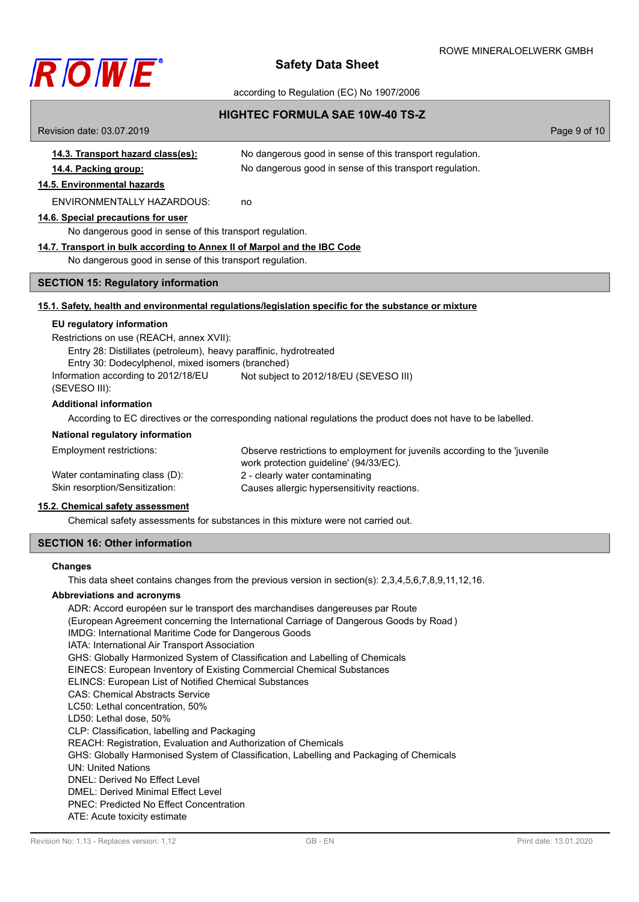**14.3. Transport hazard class(es):** No dangerous good in sense of this transport regulation.

**14.4. Packing group:** No dangerous good in sense of this transport regulation.

**14.5. Environmental hazards**

ENVIRONMENTALLY HAZARDOUS: no

**14.6. Special precautions for user**

No dangerous good in sense of this transport regulation.

**14.7. Transport in bulk according to Annex II of Marpol and the IBC Code**

No dangerous good in sense of this transport regulation.

## SECTION 15: Regulatory information

**15.1. Safety, health and environmental regulations/legislation specific for the substance or mixture**

**EU regulatory information**

Restrictions on use (REACH, annex XVII):

Entry 28: Distillates (petroleum), heavy paraffinic, hydrotreated
Entry 30: Dodecylphenol, mixed isomers (branched)

Information according to 2012/18/EU (SEVESO III): Not subject to 2012/18/EU (SEVESO III)

**Additional information**

According to EC directives or the corresponding national regulations the product does not have to be labelled.

**National regulatory information**

Employment restrictions: Observe restrictions to employment for juvenils according to the 'juvenile work protection guideline' (94/33/EC).

Water contaminating class (D): 2 - clearly water contaminating

Skin resorption/Sensitization: Causes allergic hypersensitivity reactions.

**15.2. Chemical safety assessment**

Chemical safety assessments for substances in this mixture were not carried out.

## SECTION 16: Other information

**Changes**

This data sheet contains changes from the previous version in section(s): 2,3,4,5,6,7,8,9,11,12,16.

**Abbreviations and acronyms**

ADR: Accord européen sur le transport des marchandises dangereuses par Route
(European Agreement concerning the International Carriage of Dangerous Goods by Road )
IMDG: International Maritime Code for Dangerous Goods
IATA: International Air Transport Association
GHS: Globally Harmonized System of Classification and Labelling of Chemicals
EINECS: European Inventory of Existing Commercial Chemical Substances
ELINCS: European List of Notified Chemical Substances
CAS: Chemical Abstracts Service
LC50: Lethal concentration, 50%
LD50: Lethal dose, 50%
CLP: Classification, labelling and Packaging
REACH: Registration, Evaluation and Authorization of Chemicals
GHS: Globally Harmonised System of Classification, Labelling and Packaging of Chemicals
UN: United Nations
DNEL: Derived No Effect Level
DMEL: Derived Minimal Effect Level
PNEC: Predicted No Effect Concentration
ATE: Acute toxicity estimate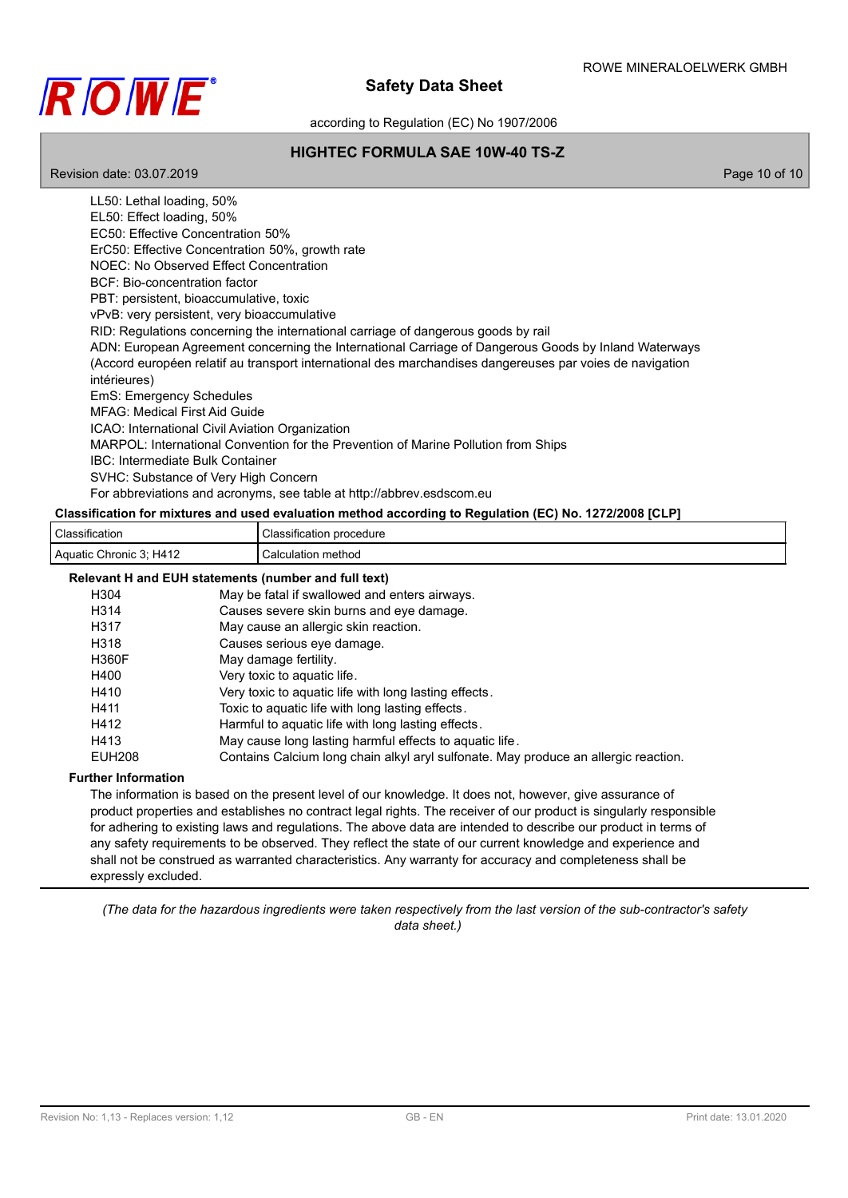LL50: Lethal loading, 50%
EL50: Effect loading, 50%
EC50: Effective Concentration 50%
ErC50: Effective Concentration 50%, growth rate
NOEC: No Observed Effect Concentration
BCF: Bio-concentration factor
PBT: persistent, bioaccumulative, toxic
vPvB: very persistent, very bioaccumulative
RID: Regulations concerning the international carriage of dangerous goods by rail
ADN: European Agreement concerning the International Carriage of Dangerous Goods by Inland Waterways (Accord européen relatif au transport international des marchandises dangereuses par voies de navigation intérieures)
EmS: Emergency Schedules
MFAG: Medical First Aid Guide
ICAO: International Civil Aviation Organization
MARPOL: International Convention for the Prevention of Marine Pollution from Ships
IBC: Intermediate Bulk Container
SVHC: Substance of Very High Concern
For abbreviations and acronyms, see table at http://abbrev.esdscom.eu

**Classification for mixtures and used evaluation method according to Regulation (EC) No. 1272/2008 [CLP]**

| Classification | Classification procedure |
|---|---|
| Aquatic Chronic 3; H412 | Calculation method |

**Relevant H and EUH statements (number and full text)**

| | |
|---|---|
| H304 | May be fatal if swallowed and enters airways. |
| H314 | Causes severe skin burns and eye damage. |
| H317 | May cause an allergic skin reaction. |
| H318 | Causes serious eye damage. |
| H360F | May damage fertility. |
| H400 | Very toxic to aquatic life. |
| H410 | Very toxic to aquatic life with long lasting effects. |
| H411 | Toxic to aquatic life with long lasting effects. |
| H412 | Harmful to aquatic life with long lasting effects. |
| H413 | May cause long lasting harmful effects to aquatic life. |
| EUH208 | Contains Calcium long chain alkyl aryl sulfonate. May produce an allergic reaction. |

**Further Information**

The information is based on the present level of our knowledge. It does not, however, give assurance of product properties and establishes no contract legal rights. The receiver of our product is singularly responsible for adhering to existing laws and regulations. The above data are intended to describe our product in terms of any safety requirements to be observed. They reflect the state of our current knowledge and experience and shall not be construed as warranted characteristics. Any warranty for accuracy and completeness shall be expressly excluded.

*(The data for the hazardous ingredients were taken respectively from the last version of the sub-contractor's safety data sheet.)*